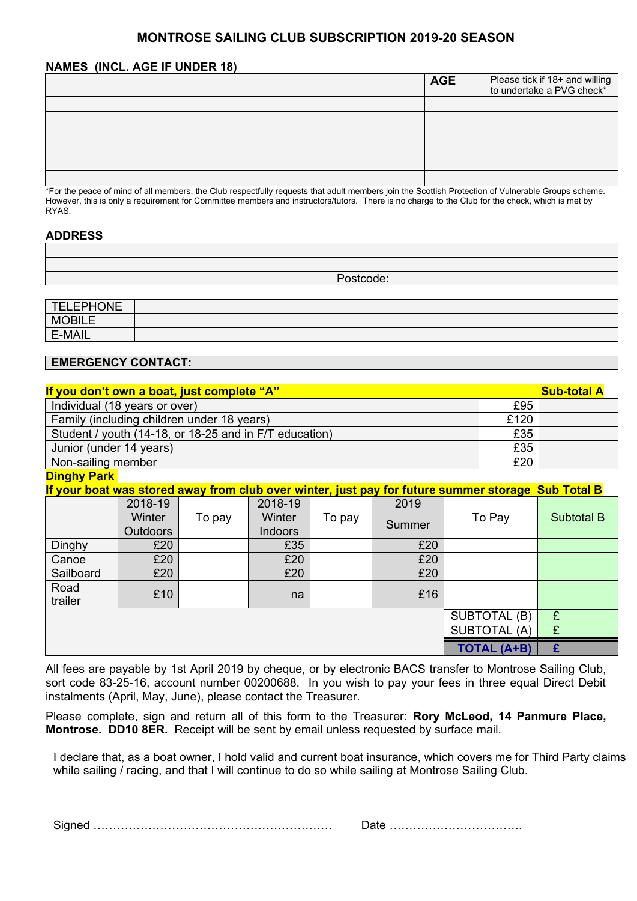# MONTROSE SAILING CLUB SUBSCRIPTION 2019-20 SEASON

## NAMES (INCL. AGE IF UNDER 18)

| | AGE | Please tick if 18+ and willing to undertake a PVG check* |
|---|---|---|
| | | |
| | | |
| | | |
| | | |
| | | |
| | | |

*For the peace of mind of all members, the Club respectfully requests that adult members join the Scottish Protection of Vulnerable Groups scheme. However, this is only a requirement for Committee members and instructors/tutors. There is no charge to the Club for the check, which is met by RYAS.

## ADDRESS

| |
|---|
| |
| |
| Postcode: |

| | |
|---|---|
| TELEPHONE | |
| MOBILE | |
| E-MAIL | |

**EMERGENCY CONTACT:**

**If you don't own a boat, just complete "A"** — **Sub-total A**

| | | |
|---|---|---|
| Individual (18 years or over) | £95 | |
| Family (including children under 18 years) | £120 | |
| Student / youth (14-18, or 18-25 and in F/T education) | £35 | |
| Junior (under 14 years) | £35 | |
| Non-sailing member | £20 | |

**Dinghy Park**

**If your boat was stored away from club over winter, just pay for future summer storage Sub Total B**

| | 2018-19 Winter Outdoors | To pay | 2018-19 Winter Indoors | To pay | 2019 Summer | To Pay | Subtotal B |
|---|---|---|---|---|---|---|---|
| Dinghy | £20 | | £35 | | £20 | | |
| Canoe | £20 | | £20 | | £20 | | |
| Sailboard | £20 | | £20 | | £20 | | |
| Road trailer | £10 | | na | | £16 | | |
| | | | | | | SUBTOTAL (B) | £ |
| | | | | | | SUBTOTAL (A) | £ |
| | | | | | | **TOTAL (A+B)** | **£** |

All fees are payable by 1st April 2019 by cheque, or by electronic BACS transfer to Montrose Sailing Club, sort code 83-25-16, account number 00200688. In you wish to pay your fees in three equal Direct Debit instalments (April, May, June), please contact the Treasurer.

Please complete, sign and return all of this form to the Treasurer: **Rory McLeod, 14 Panmure Place, Montrose. DD10 8ER.** Receipt will be sent by email unless requested by surface mail.

I declare that, as a boat owner, I hold valid and current boat insurance, which covers me for Third Party claims while sailing / racing, and that I will continue to do so while sailing at Montrose Sailing Club.

Signed …………………………………………………… Date ……………………………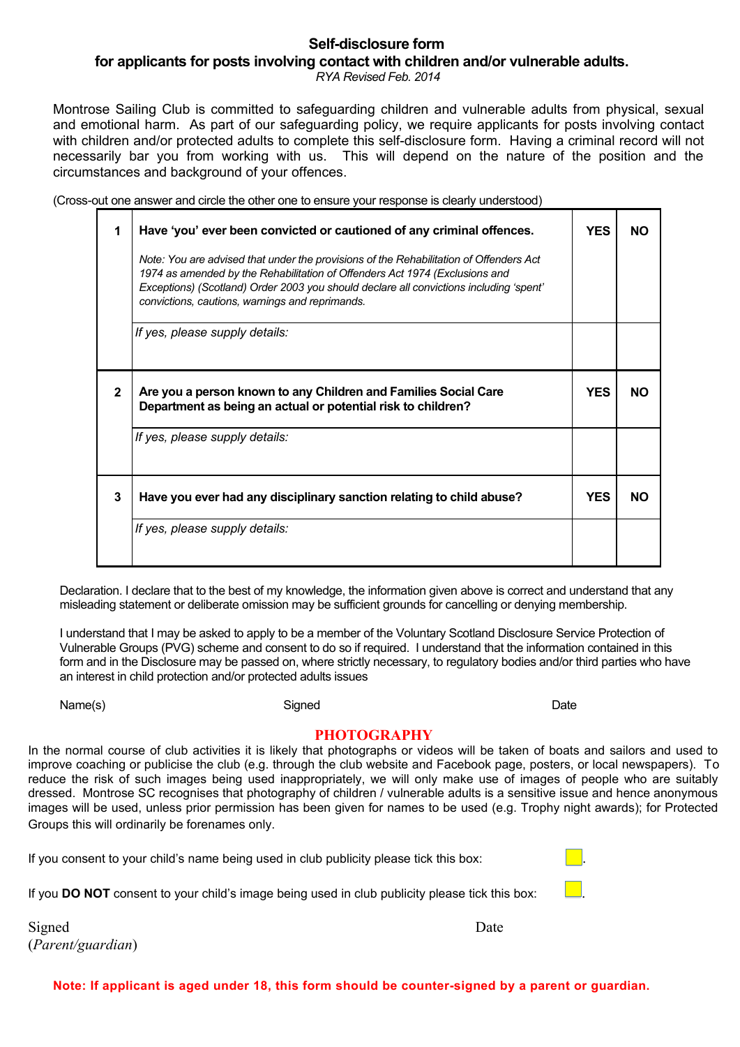# Self-disclosure form
## for applicants for posts involving contact with children and/or vulnerable adults.

*RYA Revised Feb. 2014*

Montrose Sailing Club is committed to safeguarding children and vulnerable adults from physical, sexual and emotional harm. As part of our safeguarding policy, we require applicants for posts involving contact with children and/or protected adults to complete this self-disclosure form. Having a criminal record will not necessarily bar you from working with us. This will depend on the nature of the position and the circumstances and background of your offences.

(Cross-out one answer and circle the other one to ensure your response is clearly understood)

| | | | |
|---|---|---|---|
| 1 | **Have 'you' ever been convicted or cautioned of any criminal offences.**<br><br>*Note: You are advised that under the provisions of the Rehabilitation of Offenders Act 1974 as amended by the Rehabilitation of Offenders Act 1974 (Exclusions and Exceptions) (Scotland) Order 2003 you should declare all convictions including 'spent' convictions, cautions, warnings and reprimands.* | **YES** | **NO** |
| | *If yes, please supply details:* | | |
| 2 | **Are you a person known to any Children and Families Social Care Department as being an actual or potential risk to children?** | **YES** | **NO** |
| | *If yes, please supply details:* | | |
| 3 | **Have you ever had any disciplinary sanction relating to child abuse?** | **YES** | **NO** |
| | *If yes, please supply details:* | | |

Declaration. I declare that to the best of my knowledge, the information given above is correct and understand that any misleading statement or deliberate omission may be sufficient grounds for cancelling or denying membership.

I understand that I may be asked to apply to be a member of the Voluntary Scotland Disclosure Service Protection of Vulnerable Groups (PVG) scheme and consent to do so if required. I understand that the information contained in this form and in the Disclosure may be passed on, where strictly necessary, to regulatory bodies and/or third parties who have an interest in child protection and/or protected adults issues

Name(s) Signed Date

## PHOTOGRAPHY

In the normal course of club activities it is likely that photographs or videos will be taken of boats and sailors and used to improve coaching or publicise the club (e.g. through the club website and Facebook page, posters, or local newspapers). To reduce the risk of such images being used inappropriately, we will only make use of images of people who are suitably dressed. Montrose SC recognises that photography of children / vulnerable adults is a sensitive issue and hence anonymous images will be used, unless prior permission has been given for names to be used (e.g. Trophy night awards); for Protected Groups this will ordinarily be forenames only.

If you consent to your child's name being used in club publicity please tick this box: ☐.

If you **DO NOT** consent to your child's image being used in club publicity please tick this box: ☐.

Signed Date
(*Parent/guardian*)

**Note: If applicant is aged under 18, this form should be counter-signed by a parent or guardian.**